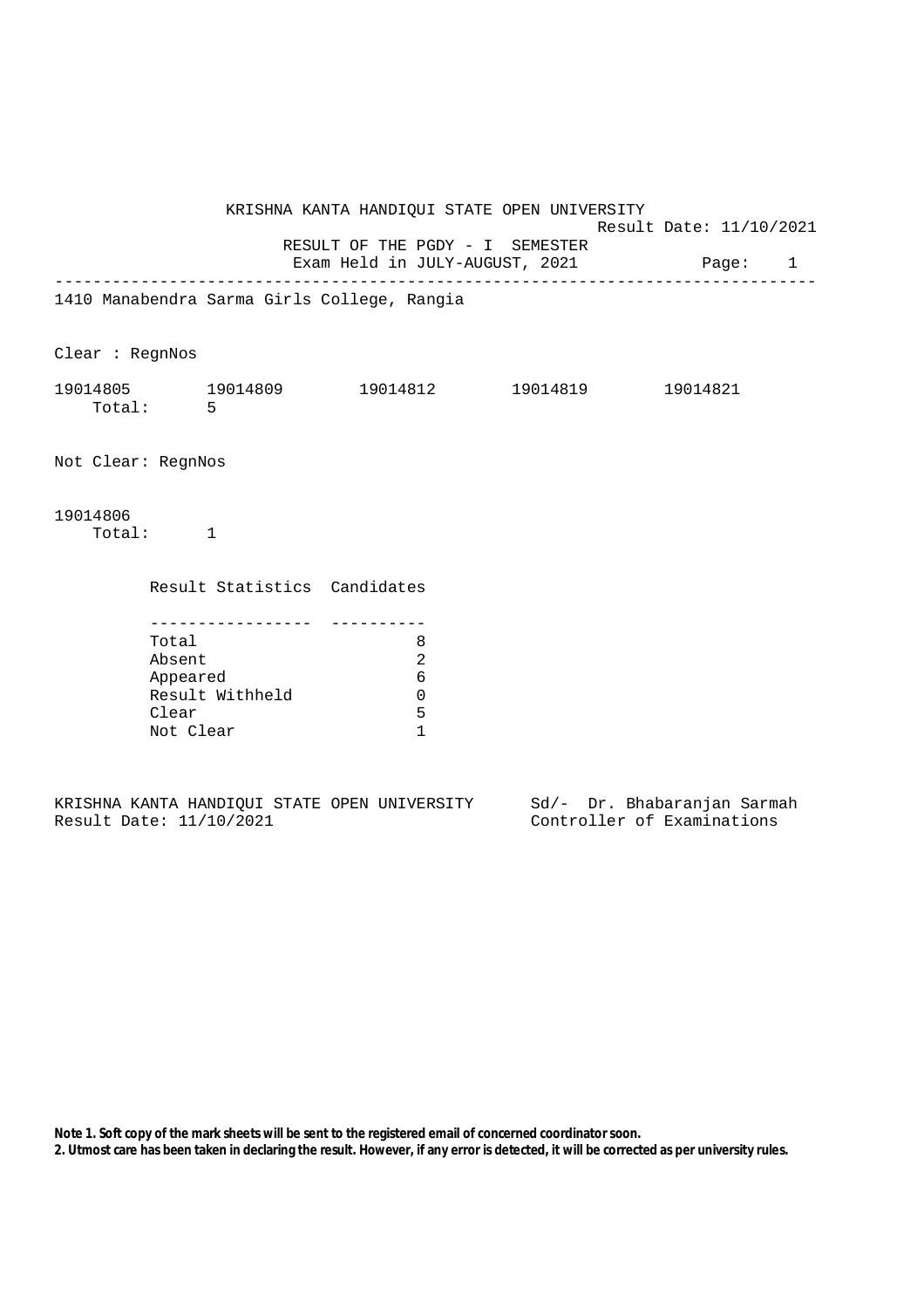# KRISHNA KANTA HANDIQUI STATE OPEN UNIVERSITY

Result Date: 11/10/2021

RESULT OF THE PGDY - I SEMESTER

Exam Held in JULY-AUGUST, 2021

---

1410 Manabendra Sarma Girls College, Rangia

Clear : RegnNos

19014805 19014809 19014812 19014819 19014821

Total: 5

Not Clear: RegnNos

19014806

Total: 1

| Result Statistics | Candidates |
|---|---|
| Total | 8 |
| Absent | 2 |
| Appeared | 6 |
| Result Withheld | 0 |
| Clear | 5 |
| Not Clear | 1 |

KRISHNA KANTA HANDIQUI STATE OPEN UNIVERSITY
Result Date: 11/10/2021

Sd/- Dr. Bhabaranjan Sarmah
Controller of Examinations

**Note 1. Soft copy of the mark sheets will be sent to the registered email of concerned coordinator soon.**
**2. Utmost care has been taken in declaring the result. However, if any error is detected, it will be corrected as per university rules.**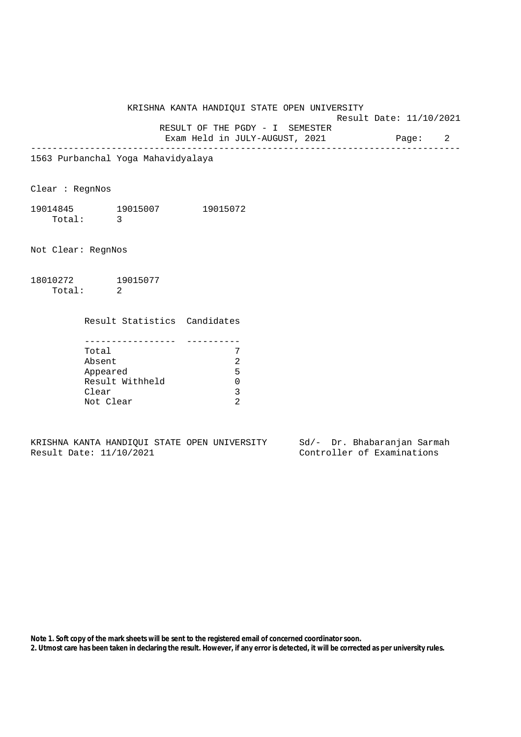KRISHNA KANTA HANDIQUI STATE OPEN UNIVERSITY

Result Date: 11/10/2021

RESULT OF THE PGDY - I SEMESTER

Exam Held in JULY-AUGUST, 2021

---

1563 Purbanchal Yoga Mahavidyalaya

Clear : RegnNos

19014845 19015007 19015072

Total: 3

Not Clear: RegnNos

18010272 19015077

Total: 2

| Result Statistics | Candidates |
|---|---|
| Total | 7 |
| Absent | 2 |
| Appeared | 5 |
| Result Withheld | 0 |
| Clear | 3 |
| Not Clear | 2 |

KRISHNA KANTA HANDIQUI STATE OPEN UNIVERSITY

Result Date: 11/10/2021

Sd/- Dr. Bhabaranjan Sarmah

Controller of Examinations

**Note 1. Soft copy of the mark sheets will be sent to the registered email of concerned coordinator soon.**

**2. Utmost care has been taken in declaring the result. However, if any error is detected, it will be corrected as per university rules.**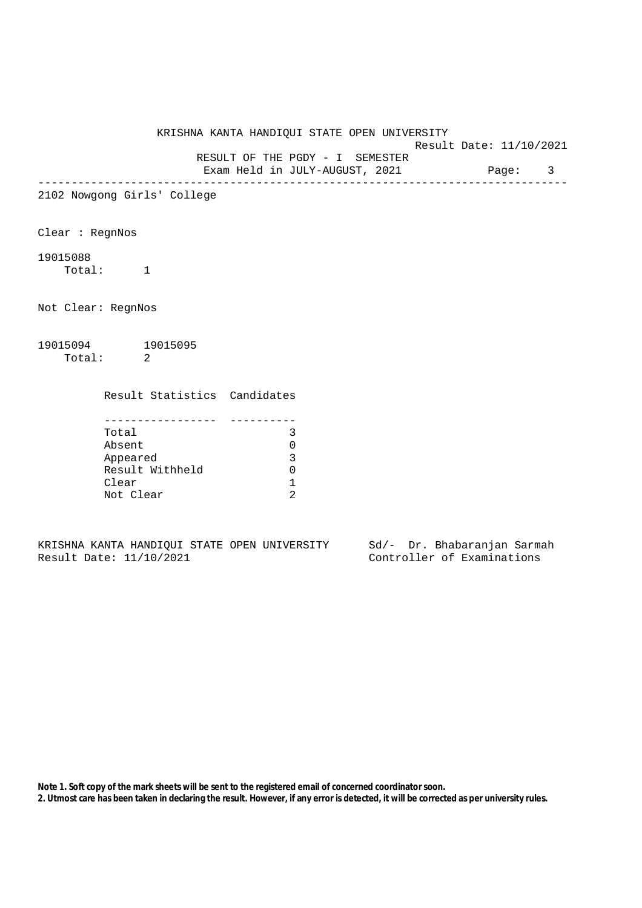KRISHNA KANTA HANDIQUI STATE OPEN UNIVERSITY

Result Date: 11/10/2021

RESULT OF THE PGDY - I SEMESTER

Exam Held in JULY-AUGUST, 2021

---

2102 Nowgong Girls' College

Clear : RegnNos

19015088

Total: 1

Not Clear: RegnNos

19015094 19015095

Total: 2

| Result Statistics | Candidates |
|---|---|
| Total | 3 |
| Absent | 0 |
| Appeared | 3 |
| Result Withheld | 0 |
| Clear | 1 |
| Not Clear | 2 |

KRISHNA KANTA HANDIQUI STATE OPEN UNIVERSITY
Result Date: 11/10/2021

Sd/- Dr. Bhabaranjan Sarmah
Controller of Examinations

**Note 1. Soft copy of the mark sheets will be sent to the registered email of concerned coordinator soon.**
**2. Utmost care has been taken in declaring the result. However, if any error is detected, it will be corrected as per university rules.**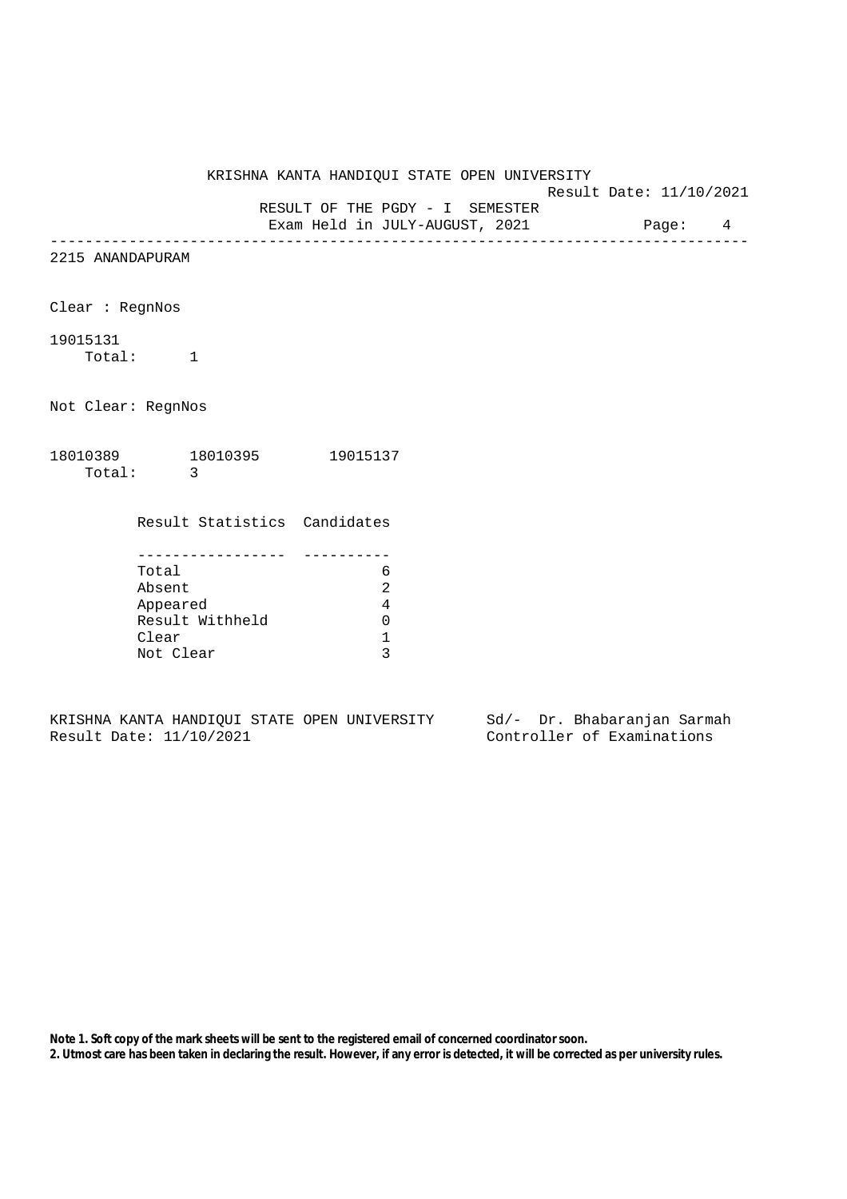KRISHNA KANTA HANDIQUI STATE OPEN UNIVERSITY

Result Date: 11/10/2021

RESULT OF THE PGDY - I SEMESTER

Exam Held in JULY-AUGUST, 2021 Page: 4

---

2215 ANANDAPURAM

Clear : RegnNos

19015131

Total: 1

Not Clear: RegnNos

18010389 18010395 19015137

Total: 3

| Result Statistics | Candidates |
|---|---|
| Total | 6 |
| Absent | 2 |
| Appeared | 4 |
| Result Withheld | 0 |
| Clear | 1 |
| Not Clear | 3 |

KRISHNA KANTA HANDIQUI STATE OPEN UNIVERSITY
Result Date: 11/10/2021

Sd/- Dr. Bhabaranjan Sarmah
Controller of Examinations

**Note 1. Soft copy of the mark sheets will be sent to the registered email of concerned coordinator soon.**
**2. Utmost care has been taken in declaring the result. However, if any error is detected, it will be corrected as per university rules.**